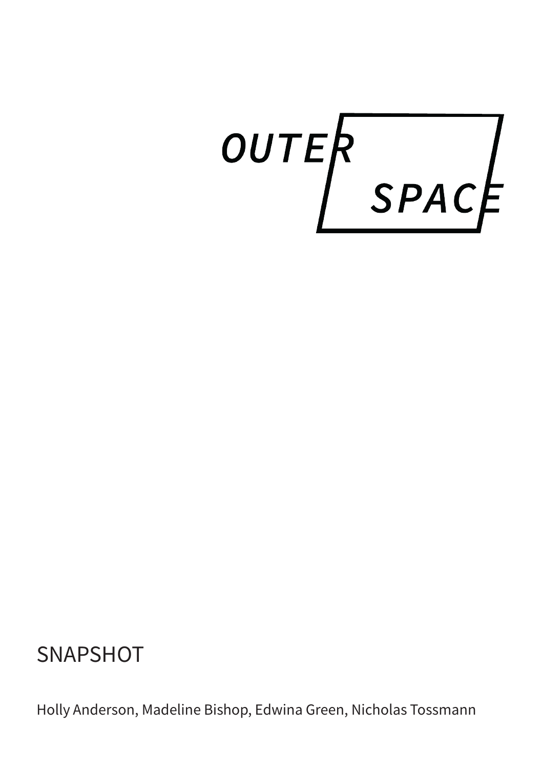OUTER SPACE

# SNAPSHOT

Holly Anderson, Madeline Bishop, Edwina Green, Nicholas Tossmann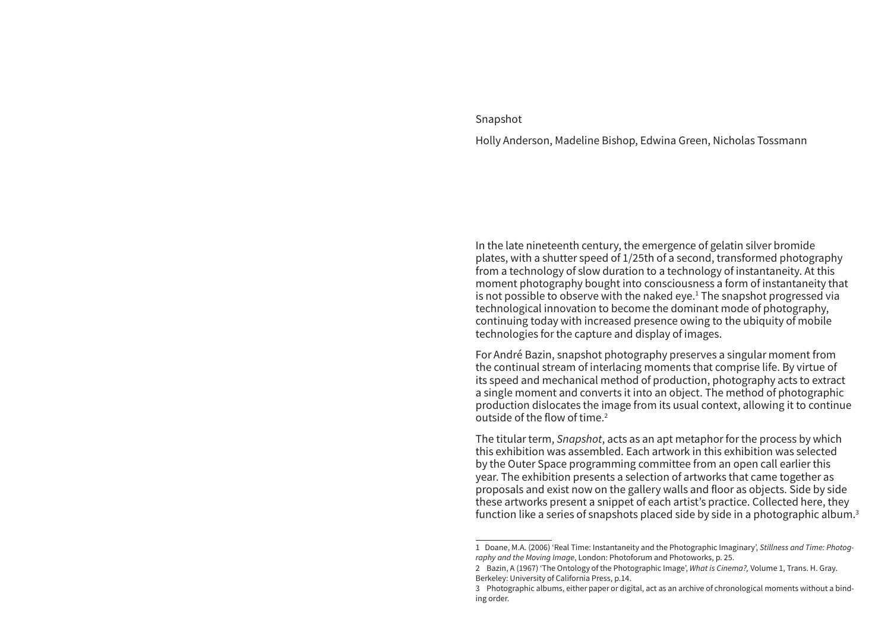# Snapshot

Holly Anderson, Madeline Bishop, Edwina Green, Nicholas Tossmann

In the late nineteenth century, the emergence of gelatin silver bromide plates, with a shutter speed of 1/25th of a second, transformed photography from a technology of slow duration to a technology of instantaneity. At this moment photography bought into consciousness a form of instantaneity that is not possible to observe with the naked eye.[1] The snapshot progressed via technological innovation to become the dominant mode of photography, continuing today with increased presence owing to the ubiquity of mobile technologies for the capture and display of images.

For André Bazin, snapshot photography preserves a singular moment from the continual stream of interlacing moments that comprise life. By virtue of its speed and mechanical method of production, photography acts to extract a single moment and converts it into an object. The method of photographic production dislocates the image from its usual context, allowing it to continue outside of the flow of time.[2]

The titular term, *Snapshot*, acts as an apt metaphor for the process by which this exhibition was assembled. Each artwork in this exhibition was selected by the Outer Space programming committee from an open call earlier this year. The exhibition presents a selection of artworks that came together as proposals and exist now on the gallery walls and floor as objects. Side by side these artworks present a snippet of each artist's practice. Collected here, they function like a series of snapshots placed side by side in a photographic album.[3]

---

1 Doane, M.A. (2006) 'Real Time: Instantaneity and the Photographic Imaginary', *Stillness and Time: Photography and the Moving Image*, London: Photoforum and Photoworks, p. 25.

2 Bazin, A (1967) 'The Ontology of the Photographic Image', *What is Cinema?,* Volume 1, Trans. H. Gray. Berkeley: University of California Press, p.14.

3 Photographic albums, either paper or digital, act as an archive of chronological moments without a binding order.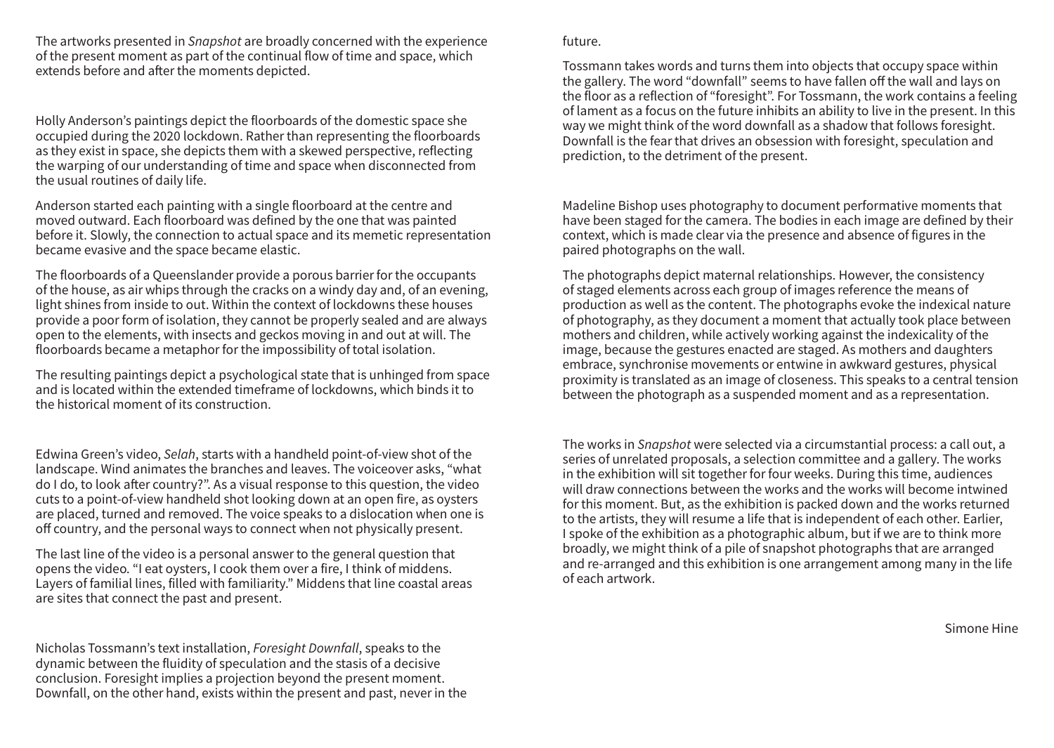The artworks presented in *Snapshot* are broadly concerned with the experience of the present moment as part of the continual flow of time and space, which extends before and after the moments depicted.

Holly Anderson's paintings depict the floorboards of the domestic space she occupied during the 2020 lockdown. Rather than representing the floorboards as they exist in space, she depicts them with a skewed perspective, reflecting the warping of our understanding of time and space when disconnected from the usual routines of daily life.

Anderson started each painting with a single floorboard at the centre and moved outward. Each floorboard was defined by the one that was painted before it. Slowly, the connection to actual space and its memetic representation became evasive and the space became elastic.

The floorboards of a Queenslander provide a porous barrier for the occupants of the house, as air whips through the cracks on a windy day and, of an evening, light shines from inside to out. Within the context of lockdowns these houses provide a poor form of isolation, they cannot be properly sealed and are always open to the elements, with insects and geckos moving in and out at will. The floorboards became a metaphor for the impossibility of total isolation.

The resulting paintings depict a psychological state that is unhinged from space and is located within the extended timeframe of lockdowns, which binds it to the historical moment of its construction.

Edwina Green's video, *Selah*, starts with a handheld point-of-view shot of the landscape. Wind animates the branches and leaves. The voiceover asks, "what do I do, to look after country?". As a visual response to this question, the video cuts to a point-of-view handheld shot looking down at an open fire, as oysters are placed, turned and removed. The voice speaks to a dislocation when one is off country, and the personal ways to connect when not physically present.

The last line of the video is a personal answer to the general question that opens the video. "I eat oysters, I cook them over a fire, I think of middens. Layers of familial lines, filled with familiarity." Middens that line coastal areas are sites that connect the past and present.

Nicholas Tossmann's text installation, *Foresight Downfall*, speaks to the dynamic between the fluidity of speculation and the stasis of a decisive conclusion. Foresight implies a projection beyond the present moment. Downfall, on the other hand, exists within the present and past, never in the future.

Tossmann takes words and turns them into objects that occupy space within the gallery. The word "downfall" seems to have fallen off the wall and lays on the floor as a reflection of "foresight". For Tossmann, the work contains a feeling of lament as a focus on the future inhibits an ability to live in the present. In this way we might think of the word downfall as a shadow that follows foresight. Downfall is the fear that drives an obsession with foresight, speculation and prediction, to the detriment of the present.

Madeline Bishop uses photography to document performative moments that have been staged for the camera. The bodies in each image are defined by their context, which is made clear via the presence and absence of figures in the paired photographs on the wall.

The photographs depict maternal relationships. However, the consistency of staged elements across each group of images reference the means of production as well as the content. The photographs evoke the indexical nature of photography, as they document a moment that actually took place between mothers and children, while actively working against the indexicality of the image, because the gestures enacted are staged. As mothers and daughters embrace, synchronise movements or entwine in awkward gestures, physical proximity is translated as an image of closeness. This speaks to a central tension between the photograph as a suspended moment and as a representation.

The works in *Snapshot* were selected via a circumstantial process: a call out, a series of unrelated proposals, a selection committee and a gallery. The works in the exhibition will sit together for four weeks. During this time, audiences will draw connections between the works and the works will become intwined for this moment. But, as the exhibition is packed down and the works returned to the artists, they will resume a life that is independent of each other. Earlier, I spoke of the exhibition as a photographic album, but if we are to think more broadly, we might think of a pile of snapshot photographs that are arranged and re-arranged and this exhibition is one arrangement among many in the life of each artwork.

Simone Hine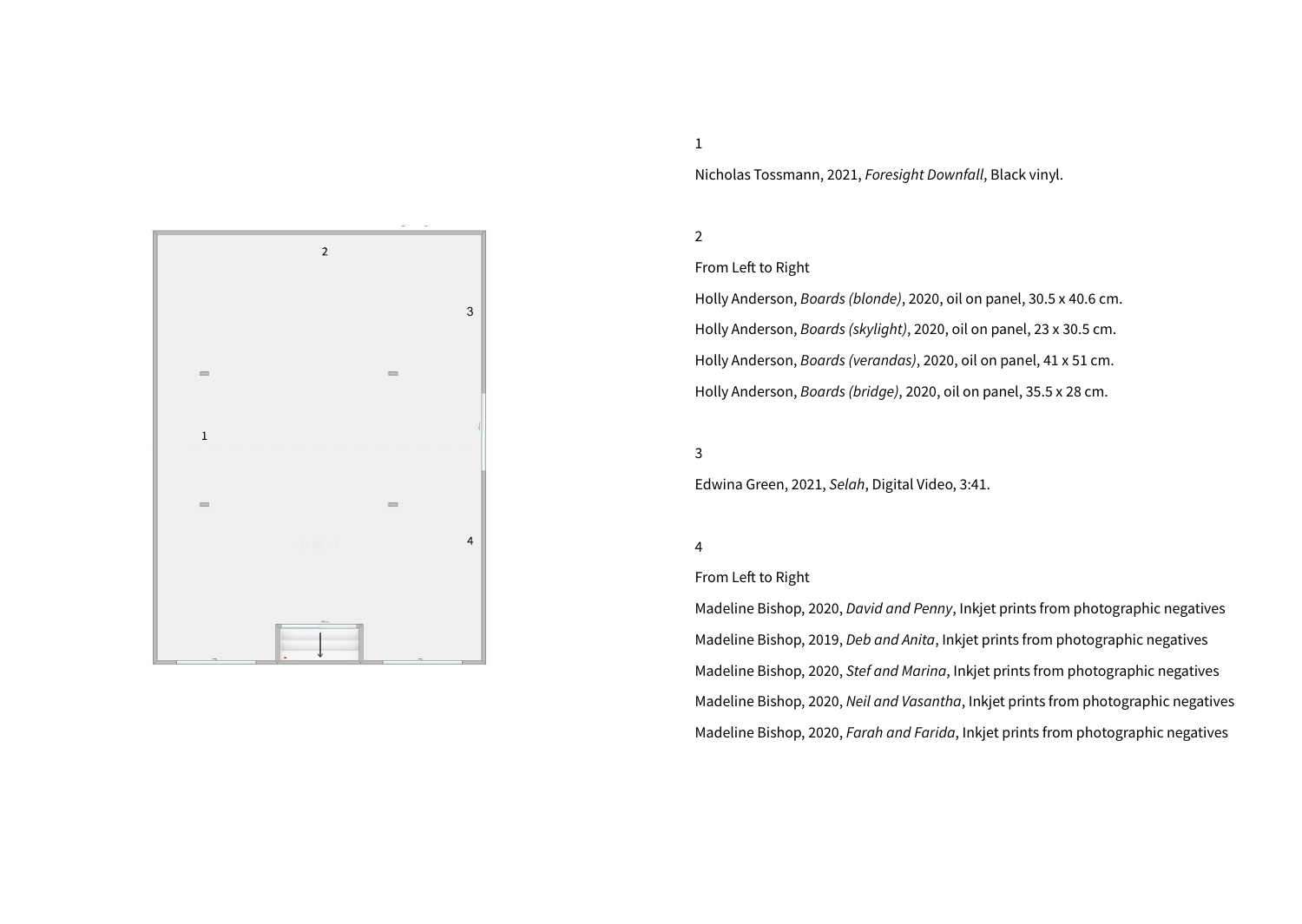1

Nicholas Tossmann, 2021, *Foresight Downfall*, Black vinyl.

2

From Left to Right

Holly Anderson, *Boards (blonde)*, 2020, oil on panel, 30.5 x 40.6 cm.

Holly Anderson, *Boards (skylight)*, 2020, oil on panel, 23 x 30.5 cm.

Holly Anderson, *Boards (verandas)*, 2020, oil on panel, 41 x 51 cm.

Holly Anderson, *Boards (bridge)*, 2020, oil on panel, 35.5 x 28 cm.

3

Edwina Green, 2021, *Selah*, Digital Video, 3:41.

4

From Left to Right

Madeline Bishop, 2020, *David and Penny*, Inkjet prints from photographic negatives

Madeline Bishop, 2019, *Deb and Anita*, Inkjet prints from photographic negatives

Madeline Bishop, 2020, *Stef and Marina*, Inkjet prints from photographic negatives

Madeline Bishop, 2020, *Neil and Vasantha*, Inkjet prints from photographic negatives

Madeline Bishop, 2020, *Farah and Farida*, Inkjet prints from photographic negatives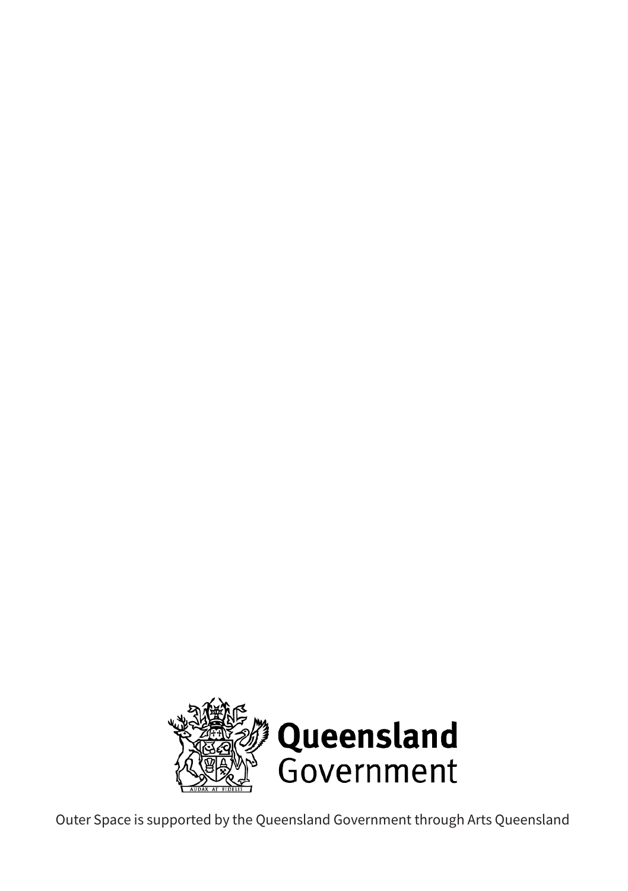Queensland Government

Outer Space is supported by the Queensland Government through Arts Queensland